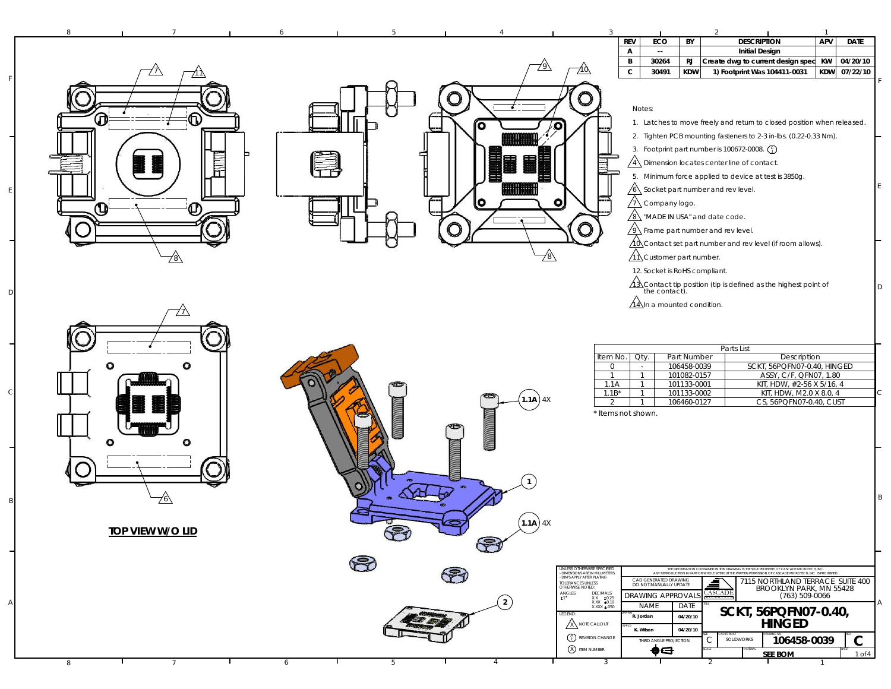| REV | ECO | BY | DESCRIPTION | APV | DATE |
|---|---|---|---|---|---|
| A | -- | | Initial Design | | |
| B | 30264 | RJ | Create dwg to current design spec | KW | 04/20/10 |
| C | 30491 | KDW | 1) Footprint Was 104411-0031 | KDW | 07/22/10 |

Notes:

1. Latches to move freely and return to closed position when released.
2. Tighten PCB mounting fasteners to 2-3 in-lbs. (0.22-0.33 Nm).
3. Footprint part number is 100672-0008. (1)
4. Dimension locates center line of contact.
5. Minimum force applied to device at test is 3850g.
6. Socket part number and rev level.
7. Company logo.
8. "MADE IN USA" and date code.
9. Frame part number and rev level.
10. Contact set part number and rev level (if room allows).
11. Customer part number.
12. Socket is RoHS compliant.
13. Contact tip position (tip is defined as the highest point of the contact).
14. In a mounted condition.

| Parts List | | | |
|---|---|---|---|
| Item No. | Qty. | Part Number | Description |
| 0 | - | 106458-0039 | SCKT, 56PQFN07-0.40, HINGED |
| 1 | 1 | 101082-0157 | ASSY, C/F, QFN07, 1.80 |
| 1.1A | 1 | 101133-0001 | KIT, HDW, #2-56 X 5/16, 4 |
| 1.1B* | 1 | 101133-0002 | KIT, HDW, M2.0 X 8.0, 4 |
| 2 | 1 | 106460-0127 | CS, 56PQFN07-0.40, CUST |

\* Items not shown.

**TOP VIEW W/O LID**

1.1A 4X

1

1.1A 4X

2

UNLESS OTHERWISE SPECIFIED
- DIMENSIONS ARE IN MILLIMETERS
- DIM'S APPLY AFTER PLATING
TOLERANCES UNLESS OTHERWISE NOTED:
ANGLES ±1°
DECIMALS X.X ±0.25, X.XX ±0.10, X.XXX ±.050

LEGEND:
X NOTE CALLOUT
1 REVISION CHANGE
X ITEM NUMBER

THE INFORMATION CONTAINED IN THIS DRAWING IS THE SOLE PROPERTY OF CASCADE MICROTECH, INC. ANY REPRODUCTION IN PART OR WHOLE WITHOUT THE WRITTEN PERMISSION OF CASCADE MICROTECH, INC. IS PROHIBITED.

CAD GENERATED DRAWING DO NOT MANUALLY UPDATE

CASCADE

7115 NORTHLAND TERRACE SUITE 400
BROOKLYN PARK, MN 55428
(763) 509-0066

| DRAWING APPROVALS | |
|---|---|
| NAME | DATE |
| DRAWN R. Jordan | 04/20/10 |
| APP'D K. Wilson | 04/20/10 |

THIRD ANGLE PROJECTION

TITLE: **SCKT, 56PQFN07-0.40, HINGED**

SIZE: C | CAD FORMAT: SOLIDWORKS | DRAWING NO: **106458-0039** | REV: **C**

MATERIAL: **SEE BOM**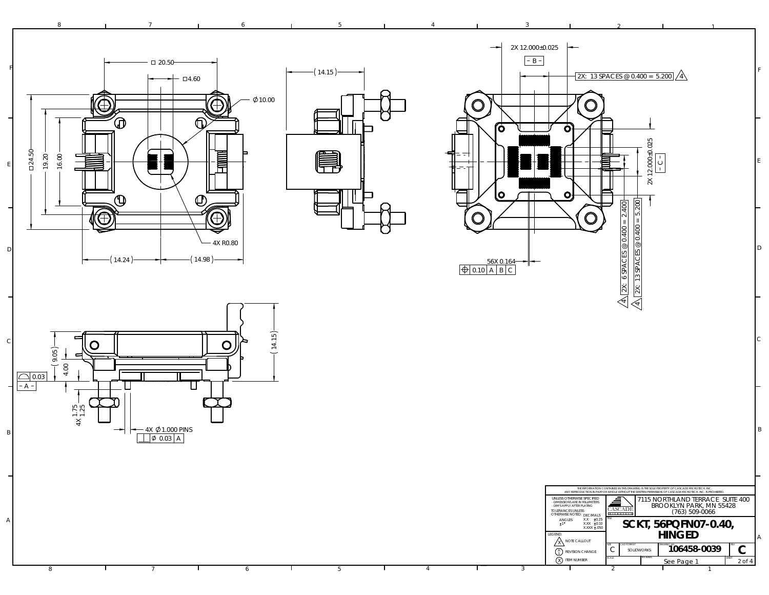□ 20.50

□4.60

∅10.00

□24.50

19.20

16.00

4X R0.80

(14.24)

(14.98)

(14.15)

2X 12.000±0.025

– B –

2X: 13 SPACES @ 0.400 = 5.200 ⚠4

2X 12.000±0.025

– C –

56X 0.164

| ⌖ | 0.10 | A | B | C |
|---|---|---|---|---|

2X: 6 SPACES @ 0.400 = 2.400 ⚠4

2X: 13 SPACES @ 0.400 = 5.200 ⚠4

(9.05)

4.00

(14.15)

| ⌓ | 0.03 |
|---|---|

– A –

4X 1.75

1.25

4X ∅1.000 PINS

| ⊥ | ∅ 0.03 | A |
|---|---|---|

THE INFORMATION CONTAINED IN THIS DRAWING IS THE SOLE PROPERTY OF CASCADE MICROTECH, INC. ANY REPRODUCTION IN PART OR WHOLE WITHOUT THE WRITTEN PERMISSION OF CASCADE MICROTECH, INC. IS PROHIBITED.

UNLESS OTHERWISE SPECIFIED
- DIMENSIONS ARE IN MILLIMETERS
- DIM'S APPLY AFTER PLATING

TOLERANCES UNLESS OTHERWISE NOTED:

| ANGLES | DECIMALS | |
|---|---|---|
| ±1° | X.X | ±0.25 |
| | X.XX | ±0.10 |
| | X.XXX | ±.050 |

LEGEND:
- (X) NOTE CALLOUT
- (A/1) REVISION CHANGE
- (X) ITEM NUMBER

CASCADE MICROTECH

7115 NORTHLAND TERRACE SUITE 400
BROOKLYN PARK, MN 55428
(763) 509-0066

TITLE: **SCKT, 56PQFN07-0.40, HINGED**

| SIZE | CAD FORMAT | DRAWING NO. | REV. |
|---|---|---|---|
| C | SOLIDWORKS | 106458-0039 | C |

SCALE / MATERIAL: See Page 1

SHEET: 2 of 4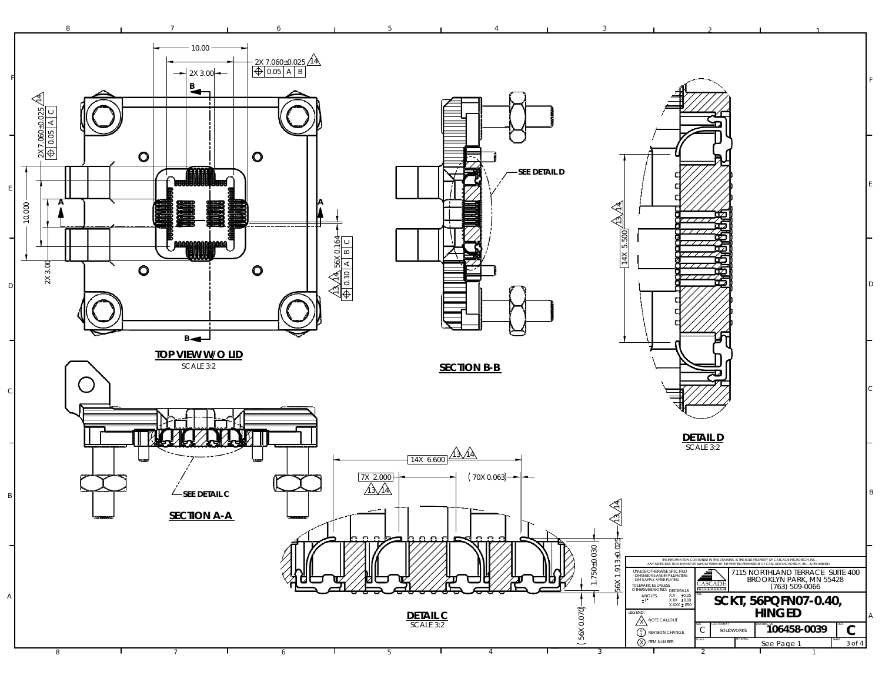## TOP VIEW W/O LID

SCALE 3:2

10.00

2X 7.060±0.025 14

⌖ 0.05 A B

2X 3.00

2X 7.060±0.025 14

⌖ 0.05 A C

10.000

2X 3.00

56X 0.164 13 14

⌖ 0.10 A B C

## SECTION B-B

SEE DETAIL D

## DETAIL D

SCALE 3:2

14X 5.500 13 14

## SECTION A-A

SEE DETAIL C

## DETAIL C

SCALE 3:2

14X 6.600 13 14

7X 2.000 13 14

(70X 0.063)

1.750±0.030

56X 1.913±0.025 13 14

(56X 0.070)

| | |
|---|---|
| THE INFORMATION CONTAINED IN THIS DRAWING IS THE SOLE PROPERTY OF CASCADE MICROTECH, INC. ANY REPRODUCTION IN PART OR WHOLE WITHOUT THE WRITTEN PERMISSION OF CASCADE MICROTECH, INC. IS PROHIBITED. | |
| UNLESS OTHERWISE SPECIFIED - DIMENSIONS ARE IN MILLIMETERS - DIM'S APPLY AFTER PLATING | CASCADE MICROTECH — 7115 NORTHLAND TERRACE SUITE 400 BROOKLYN PARK, MN 55428 (763) 509-0066 |
| TOLERANCES UNLESS OTHERWISE NOTED: ANGLES ±1° DECIMALS X.X ±0.25, X.XX ±0.10, X.XXX ±.050 | TITLE: SCKT, 56PQFN07-0.40, HINGED |
| LEGEND: X NOTE CALLOUT; A REVISION CHANGE; X ITEM NUMBER | SIZE: C — CAD FORMAT: SOLIDWORKS — DRAWING NO.: 106458-0039 — REV: C |
| | SCALE: — MATERIAL: See Page 1 — SHEET: 3 of 4 |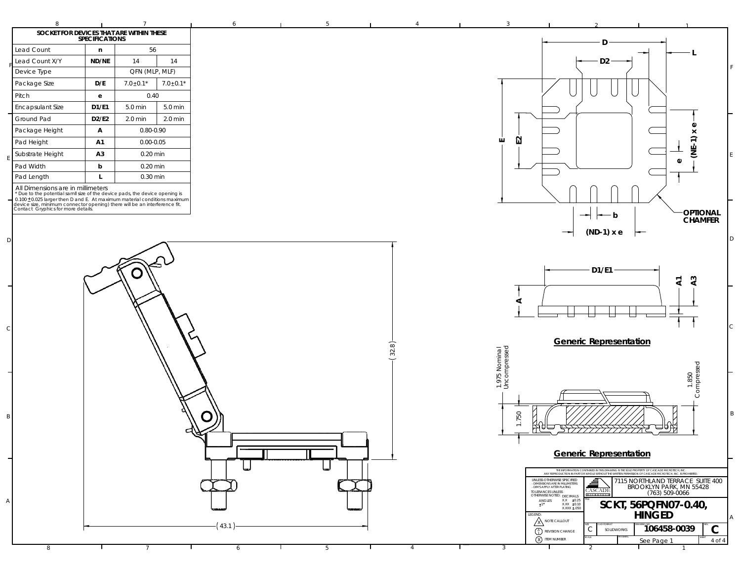| SOCKET FOR DEVICES THAT ARE WITHIN THESE SPECIFICATIONS | | | |
|---|---|---|---|
| Lead Count | n | 56 | |
| Lead Count X/Y | ND/NE | 14 | 14 |
| Device Type | | QFN (MLP, MLF) | |
| Package Size | D/E | 7.0±0.1* | 7.0±0.1* |
| Pitch | e | 0.40 | |
| Encapsulant Size | D1/E1 | 5.0 min | 5.0 min |
| Ground Pad | D2/E2 | 2.0 min | 2.0 min |
| Package Height | A | 0.80-0.90 | |
| Pad Height | A1 | 0.00-0.05 | |
| Substrate Height | A3 | 0.20 min | |
| Pad Width | b | 0.20 min | |
| Pad Length | L | 0.30 min | |

All Dimensions are in millimeters
\* Due to the potential saml size of the device pads, the device opening is 0.100±0.025 larger then D and E. At maximum material conditions maximum device size, minimum connector opening) there will be an interference fit. Contact Gryphics for more details.

D
D2
L
E
E2
(NE-1) x e
e
b
(ND-1) x e
OPTIONAL CHAMFER

D1/E1
A
A1
A3

**Generic Representation**

1.975 Nominal Uncompressed
1.850 Compressed
1.750

**Generic Representation**

(32.8)
(43.1)

THE INFORMATION CONTAINED IN THIS DRAWING IS THE SOLE PROPERTY OF CASCADE MICROTECH, INC. ANY REPRODUCTION IN PART OR WHOLE WITHOUT THE WRITTEN PERMISSION OF CASCADE MICROTECH, INC. IS PROHIBITED.

UNLESS OTHERWISE SPECIFIED
- DIMENSIONS ARE IN MILLIMETERS
- DIM'S APPLY AFTER PLATING
TOLERANCES UNLESS OTHERWISE NOTED: DECIMALS
ANGLES ±1° X.X ±0.25 X.XX ±0.10 X.XXX ±.050

LEGEND:
X NOTE CALLOUT
A REVISION CHANGE
X ITEM NUMBER

CASCADE MICROTECH
7115 NORTHLAND TERRACE SUITE 400
BROOKLYN PARK, MN 55428
(763) 509-0066

TITLE: **SCKT, 56PQFN07-0.40, HINGED**

SIZE: C
CAD FORMAT: SOLIDWORKS
DRAWING NO: 106458-0039
REV: C
SCALE: See Page 1
SHEET: 4 of 4